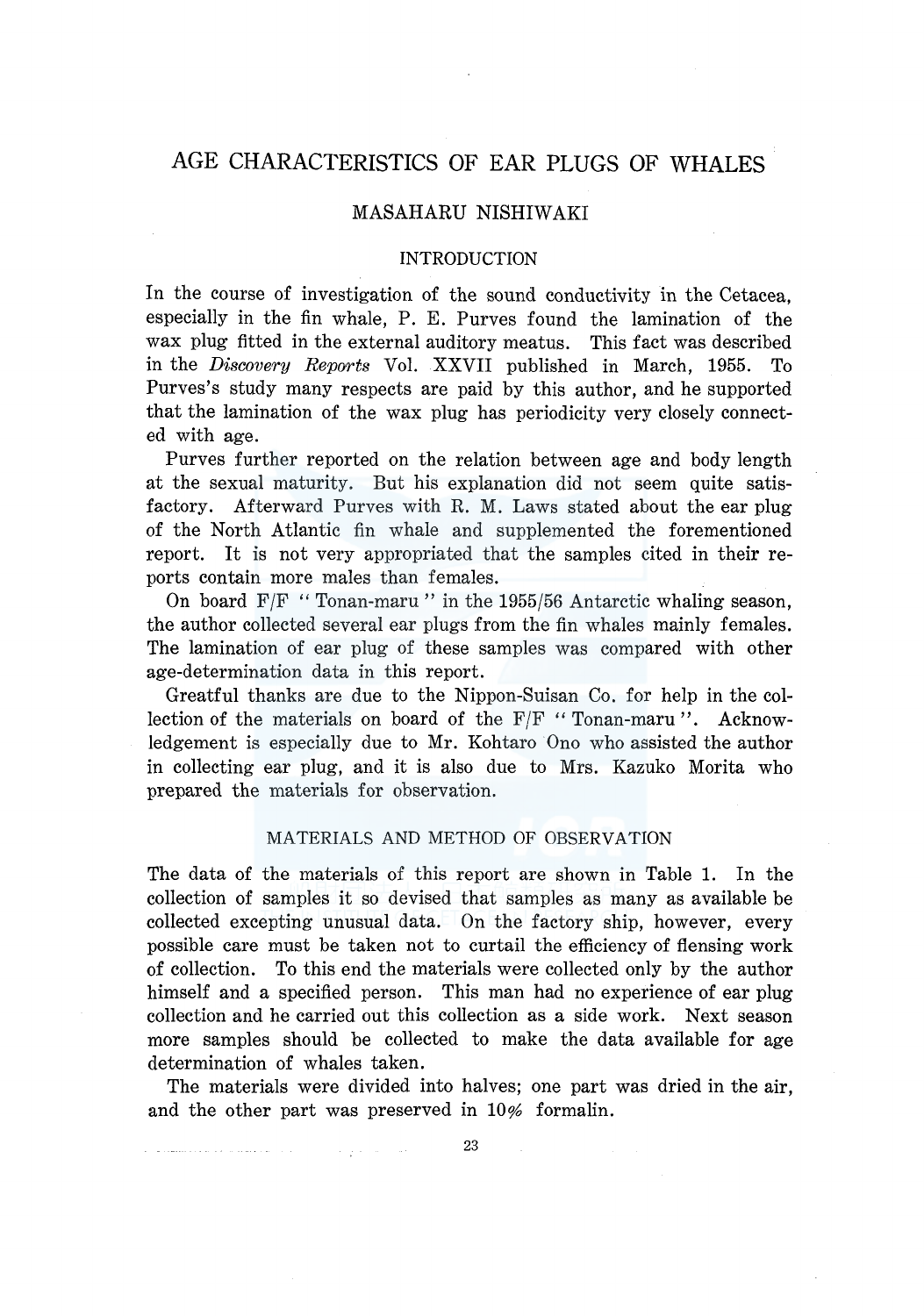# AGE CHARACTERISTICS OF EAR PLUGS OF WHALES

## MASAHARU NISHIWAKI

### INTRODUCTION

In the course of investigation of the sound conductivity in the Cetacea, especially in the fin whale, P. E. Purves found the lamination of the wax plug fitted in the external auditory meatus. This fact was described in the *Discovery Reports* Vol. XXVII published in March, 1955. To Purves's study many respects are paid by this author, and he supported that the lamination of the wax plug has periodicity very closely connected with age.

Purves further reported on the relation between age and body length at the sexual maturity. But his explanation did not seem quite satisfactory. Afterward Purves with R. M. Laws stated about the ear plug of the North Atlantic fin whale and supplemented the forementioned report. It is not very appropriated that the samples cited in their reports contain more males than females.

On board F/F "Tonan-maru" in the 1955/56 Antarctic whaling season, the author collected several ear plugs from the fin whales mainly females. The lamination of ear plug of these samples was compared with other age-determination data in this report.

Greatful thanks are due to the Nippon-Suisan Co. for help in the collection of the materials on board of the F/F "Tonan-maru". Acknowledgement is especially due to Mr. Kohtaro Ono who assisted the author in collecting ear plug, and it is also due to Mrs. Kazuko Morita who prepared the materials for observation.

### MATERIALS AND METHOD OF OBSERVATION

The data of the materials of this report are shown in Table 1. In the collection of samples it so devised that samples as many as available be collected excepting unusual data. On the factory ship, however, every possible care must be taken not to curtail the efficiency of flensing work of collection. To this end the materials were collected only by the author himself and a specified person. This man had no experience of ear plug collection and he carried out this collection as a side work. Next season more samples should be collected to make the data available for age determination of whales taken.

The materials were divided into halves; one part was dried in the air, and the other part was preserved in 10% formalin.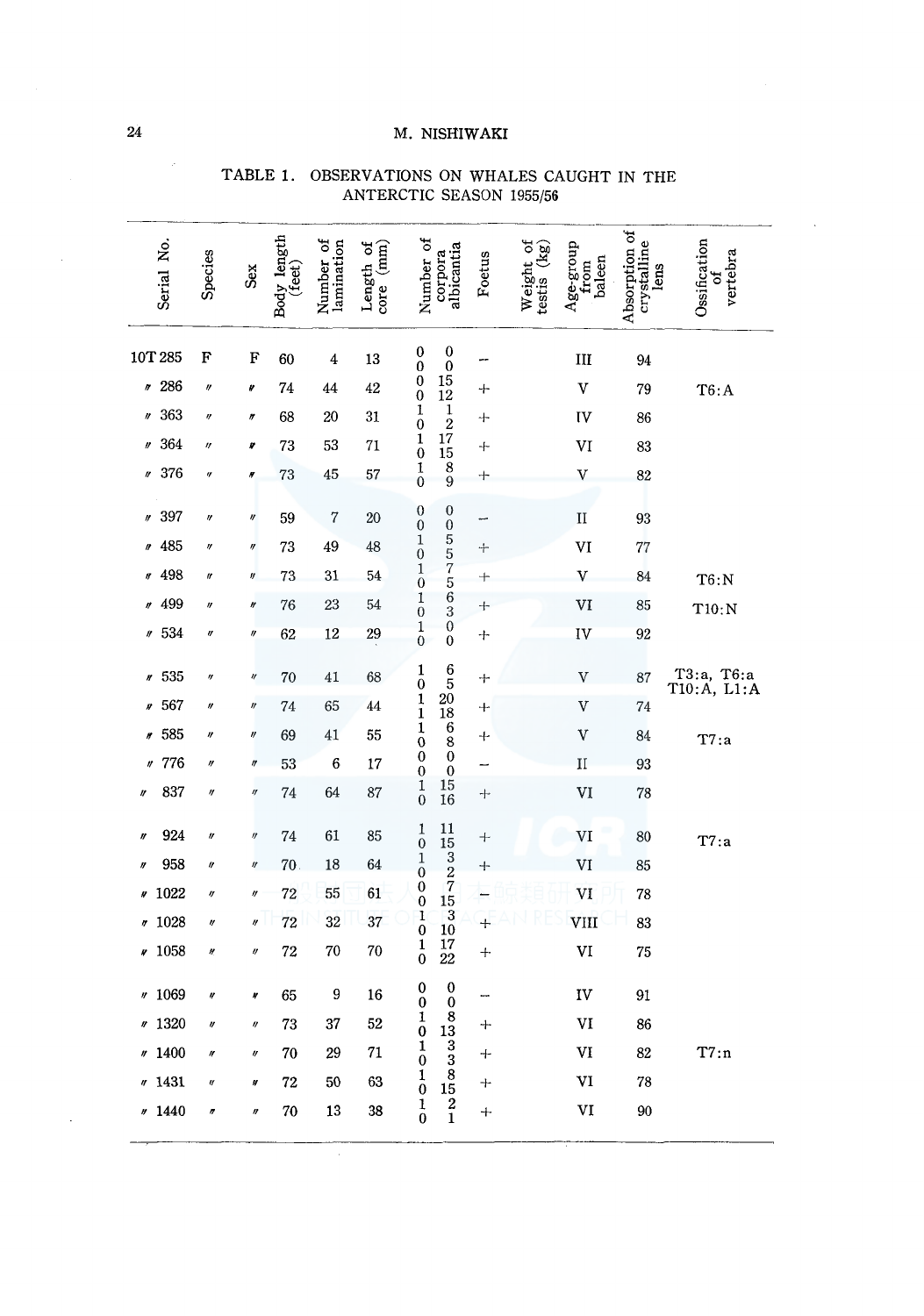TABLE 1. OBSERVATIONS ON WHALES CAUGHT IN THE ANTERCTIC SEASON 1955/56

| Serial No. | Species | Sex | Body length (feet) | Number of lamination | Length of core (mm) | Number of corpora albicantia | | Foetus | Weight of testis (kg) | Age-group from baleen | Absorption of crystalline lens | Ossification of vertebra |
|---|---|---|---|---|---|---|---|---|---|---|---|---|
| 10T 285 | F | F | 60 | 4 | 13 | 0 0 | 0 0 | − | | III | 94 | |
| 〃 286 | 〃 | 〃 | 74 | 44 | 42 | 0 0 | 15 12 | + | | V | 79 | T6:A |
| 〃 363 | 〃 | 〃 | 68 | 20 | 31 | 1 0 | 1 2 | + | | IV | 86 | |
| 〃 364 | 〃 | 〃 | 73 | 53 | 71 | 1 0 | 17 15 | + | | VI | 83 | |
| 〃 376 | 〃 | 〃 | 73 | 45 | 57 | 1 0 | 8 9 | + | | V | 82 | |
| 〃 397 | 〃 | 〃 | 59 | 7 | 20 | 0 0 | 0 0 | − | | II | 93 | |
| 〃 485 | 〃 | 〃 | 73 | 49 | 48 | 1 0 | 5 5 | + | | VI | 77 | |
| 〃 498 | 〃 | 〃 | 73 | 31 | 54 | 1 0 | 7 5 | + | | V | 84 | T6:N |
| 〃 499 | 〃 | 〃 | 76 | 23 | 54 | 1 0 | 6 3 | + | | VI | 85 | T10:N |
| 〃 534 | 〃 | 〃 | 62 | 12 | 29 | 1 0 | 0 0 | + | | IV | 92 | |
| 〃 535 | 〃 | 〃 | 70 | 41 | 68 | 1 0 | 6 5 | + | | V | 87 | T3:a, T6:a T10:A, L1:A |
| 〃 567 | 〃 | 〃 | 74 | 65 | 44 | 1 1 | 20 18 | + | | V | 74 | |
| 〃 585 | 〃 | 〃 | 69 | 41 | 55 | 1 0 | 6 8 | + | | V | 84 | T7:a |
| 〃 776 | 〃 | 〃 | 53 | 6 | 17 | 0 0 | 0 0 | − | | II | 93 | |
| 〃 837 | 〃 | 〃 | 74 | 64 | 87 | 1 0 | 15 16 | + | | VI | 78 | |
| 〃 924 | 〃 | 〃 | 74 | 61 | 85 | 1 0 | 11 15 | + | | VI | 80 | T7:a |
| 〃 958 | 〃 | 〃 | 70 | 18 | 64 | 1 0 | 3 2 | + | | VI | 85 | |
| 〃 1022 | 〃 | 〃 | 72 | 55 | 61 | 0 0 | 7 15 | − | | VI | 78 | |
| 〃 1028 | 〃 | 〃 | 72 | 32 | 37 | 1 0 | 3 10 | + | | VIII | 83 | |
| 〃 1058 | 〃 | 〃 | 72 | 70 | 70 | 1 0 | 17 22 | + | | VI | 75 | |
| 〃 1069 | 〃 | 〃 | 65 | 9 | 16 | 0 0 | 0 0 | − | | IV | 91 | |
| 〃 1320 | 〃 | 〃 | 73 | 37 | 52 | 1 0 | 8 13 | + | | VI | 86 | |
| 〃 1400 | 〃 | 〃 | 70 | 29 | 71 | 1 0 | 3 3 | + | | VI | 82 | T7:n |
| 〃 1431 | 〃 | 〃 | 72 | 50 | 63 | 1 0 | 8 15 | + | | VI | 78 | |
| 〃 1440 | 〃 | 〃 | 70 | 13 | 38 | 1 0 | 2 1 | + | | VI | 90 | |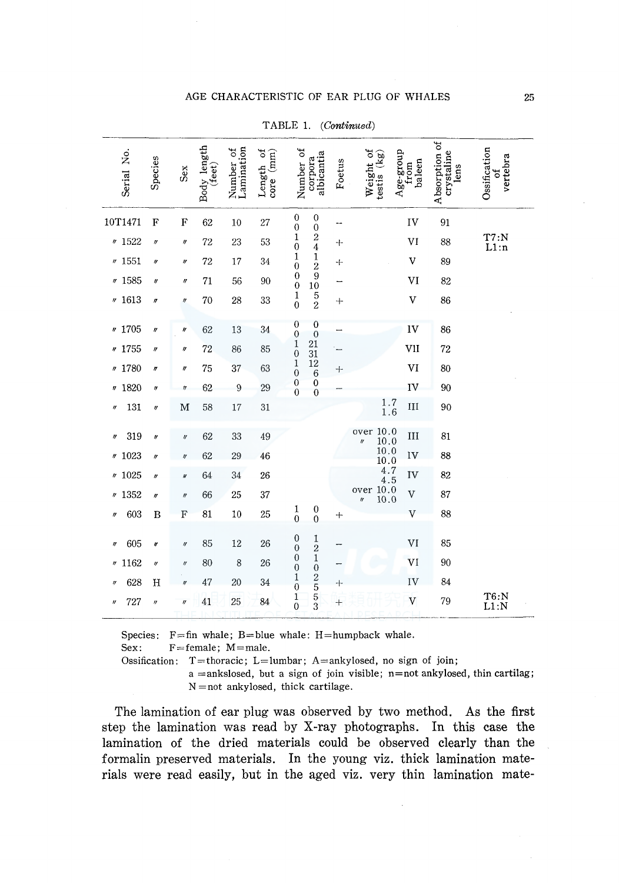TABLE 1. (*Continued*)

| Serial No. | Species | Sex | Body length (feet) | Number of Lamination | Length of core (mm) | Number of corpora albicantia | | Foetus | Weight of testis (kg) | Age-group from baleen | Absorption of crystaline lens | Ossification of vertebra |
|---|---|---|---|---|---|---|---|---|---|---|---|---|
| 10T1471 | F | F | 62 | 10 | 27 | 0 0 | 0 0 | − | | IV | 91 | |
| 〃 1522 | 〃 | 〃 | 72 | 23 | 53 | 1 0 | 2 4 | + | | VI | 88 | T7:N L1:n |
| 〃 1551 | 〃 | 〃 | 72 | 17 | 34 | 1 0 | 1 2 | + | | V | 89 | |
| 〃 1585 | 〃 | 〃 | 71 | 56 | 90 | 0 0 | 9 10 | − | | VI | 82 | |
| 〃 1613 | 〃 | 〃 | 70 | 28 | 33 | 1 0 | 5 2 | + | | V | 86 | |
| 〃 1705 | 〃 | 〃 | 62 | 13 | 34 | 0 0 | 0 0 | − | | IV | 86 | |
| 〃 1755 | 〃 | 〃 | 72 | 86 | 85 | 1 0 | 21 31 | − | | VII | 72 | |
| 〃 1780 | 〃 | 〃 | 75 | 37 | 63 | 1 0 | 12 6 | + | | VI | 80 | |
| 〃 1820 | 〃 | 〃 | 62 | 9 | 29 | 0 0 | 0 0 | − | | IV | 90 | |
| 〃 131 | 〃 | M | 58 | 17 | 31 | | | | 1.7 1.6 | III | 90 | |
| 〃 319 | 〃 | 〃 | 62 | 33 | 49 | | | | over 10.0 〃 10.0 | III | 81 | |
| 〃 1023 | 〃 | 〃 | 62 | 29 | 46 | | | | 10.0 10.0 | IV | 88 | |
| 〃 1025 | 〃 | 〃 | 64 | 34 | 26 | | | | 4.7 4.5 | IV | 82 | |
| 〃 1352 | 〃 | 〃 | 66 | 25 | 37 | | | | over 10.0 〃 10.0 | V | 87 | |
| 〃 603 | B | F | 81 | 10 | 25 | 1 0 | 0 0 | + | | V | 88 | |
| 〃 605 | 〃 | 〃 | 85 | 12 | 26 | 0 0 | 1 2 | − | | VI | 85 | |
| 〃 1162 | 〃 | 〃 | 80 | 8 | 26 | 0 0 | 1 0 | − | | VI | 90 | |
| 〃 628 | H | 〃 | 47 | 20 | 34 | 1 0 | 2 5 | + | | IV | 84 | |
| 〃 727 | 〃 | 〃 | 41 | 25 | 84 | 1 0 | 5 3 | + | | V | 79 | T6:N L1:N |

Species: F=fin whale; B=blue whale: H=humpback whale.
Sex: F=female; M=male.
Ossification: T=thoracic; L=lumbar; A=ankylosed, no sign of join;
a =ankslosed, but a sign of join visible; n=not ankylosed, thin cartilag;
N=not ankylosed, thick cartilage.

The lamination of ear plug was observed by two method. As the first step the lamination was read by X-ray photographs. In this case the lamination of the dried materials could be observed clearly than the formalin preserved materials. In the young viz. thick lamination materials were read easily, but in the aged viz. very thin lamination mate-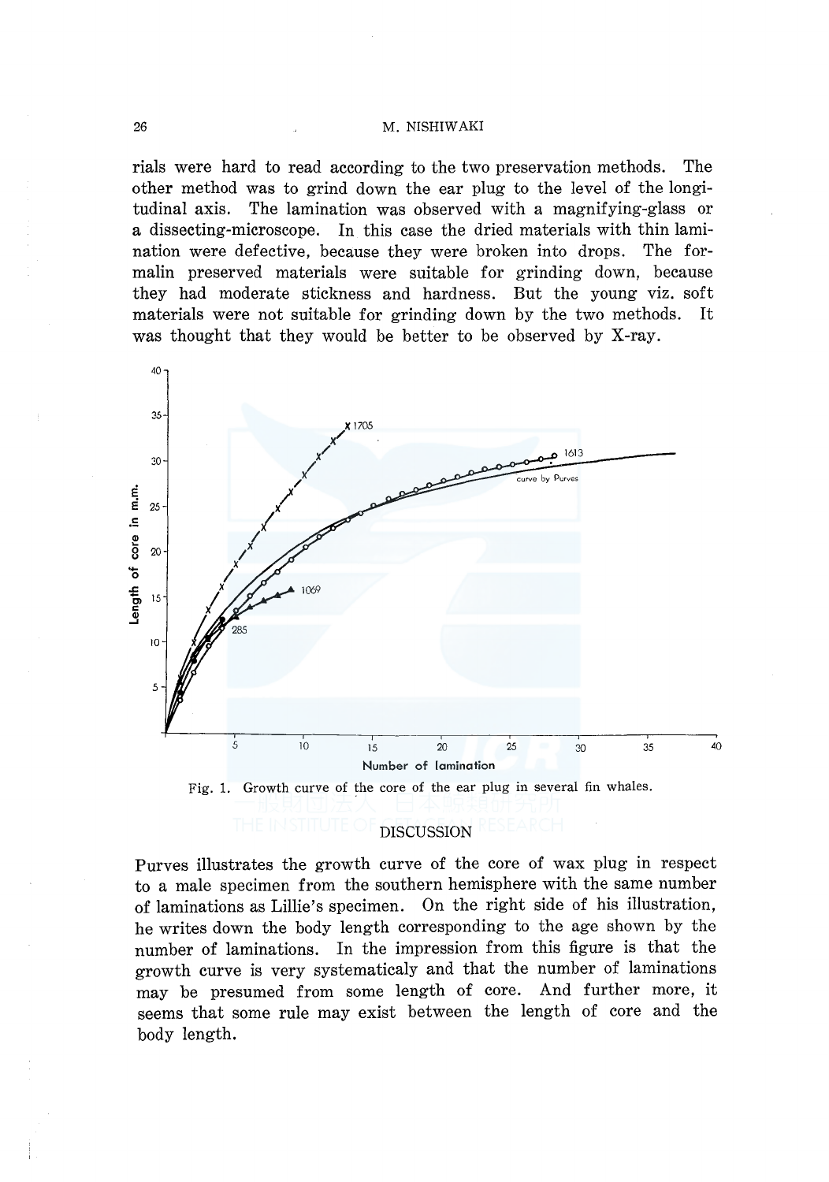rials were hard to read according to the two preservation methods. The other method was to grind down the ear plug to the level of the longitudinal axis. The lamination was observed with a magnifying-glass or a dissecting-microscope. In this case the dried materials with thin lamination were defective, because they were broken into drops. The formalin preserved materials were suitable for grinding down, because they had moderate stickness and hardness. But the young viz. soft materials were not suitable for grinding down by the two methods. It was thought that they would be better to be observed by X-ray.

Fig. 1. Growth curve of the core of the ear plug in several fin whales.

## DISCUSSION

Purves illustrates the growth curve of the core of wax plug in respect to a male specimen from the southern hemisphere with the same number of laminations as Lillie's specimen. On the right side of his illustration, he writes down the body length corresponding to the age shown by the number of laminations. In the impression from this figure is that the growth curve is very systematicaly and that the number of laminations may be presumed from some length of core. And further more, it seems that some rule may exist between the length of core and the body length.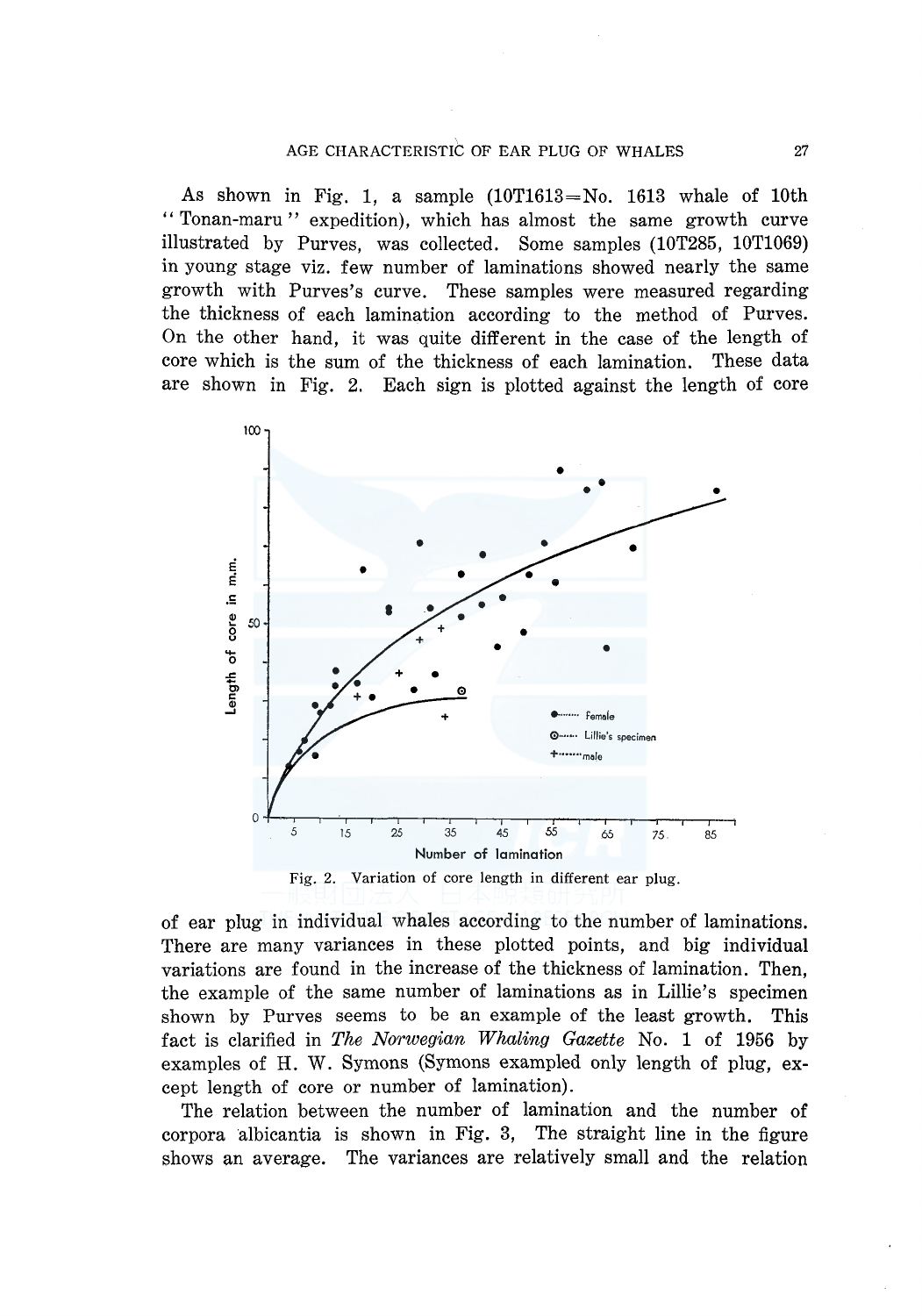As shown in Fig. 1, a sample (10T1613=No. 1613 whale of 10th "Tonan-maru" expedition), which has almost the same growth curve illustrated by Purves, was collected. Some samples (10T285, 10T1069) in young stage viz. few number of laminations showed nearly the same growth with Purves's curve. These samples were measured regarding the thickness of each lamination according to the method of Purves. On the other hand, it was quite different in the case of the length of core which is the sum of the thickness of each lamination. These data are shown in Fig. 2. Each sign is plotted against the length of core

Fig. 2. Variation of core length in different ear plug.

of ear plug in individual whales according to the number of laminations. There are many variances in these plotted points, and big individual variations are found in the increase of the thickness of lamination. Then, the example of the same number of laminations as in Lillie's specimen shown by Purves seems to be an example of the least growth. This fact is clarified in *The Norwegian Whaling Gazette* No. 1 of 1956 by examples of H. W. Symons (Symons exampled only length of plug, except length of core or number of lamination).

The relation between the number of lamination and the number of corpora albicantia is shown in Fig. 3, The straight line in the figure shows an average. The variances are relatively small and the relation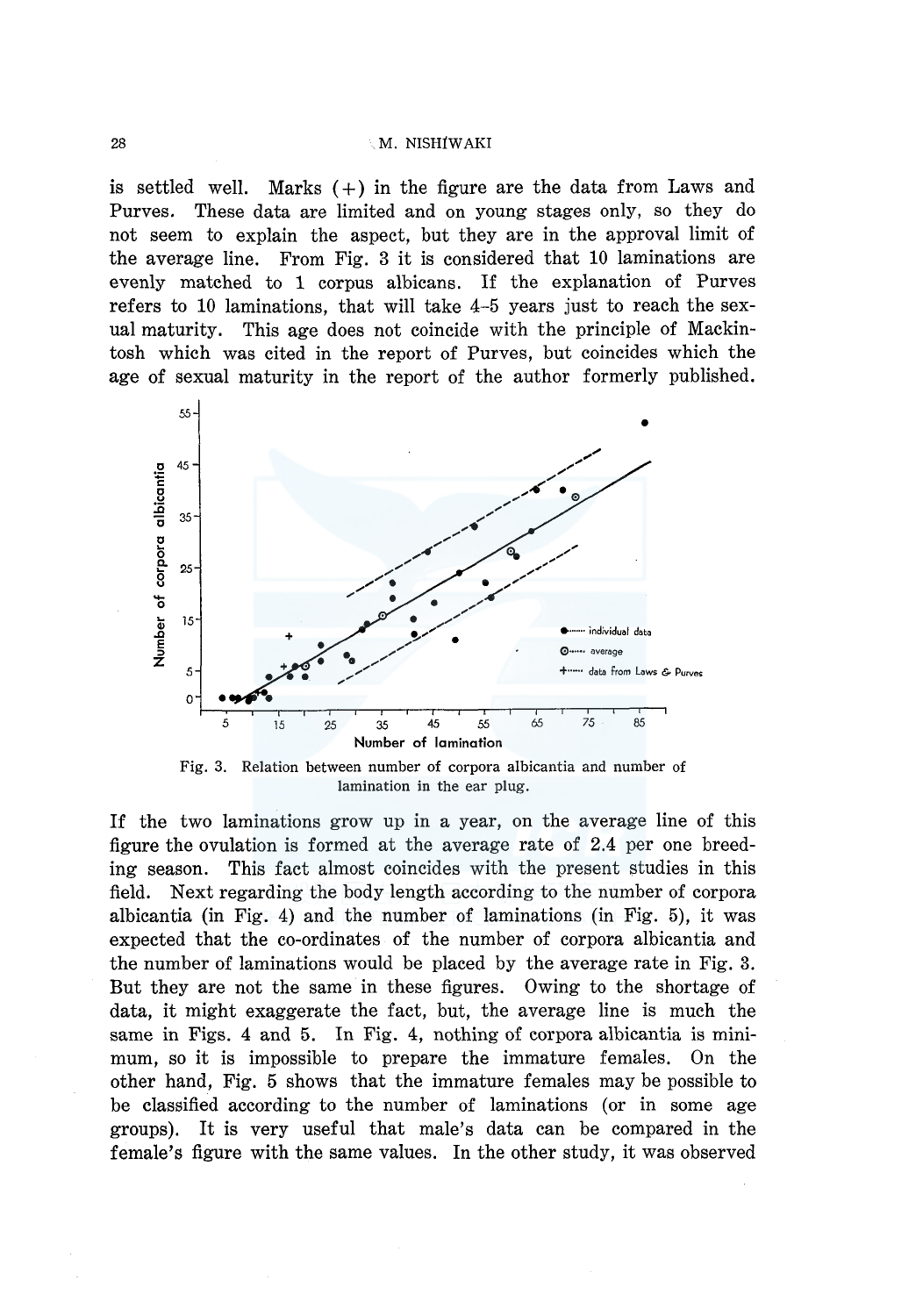is settled well. Marks (+) in the figure are the data from Laws and Purves. These data are limited and on young stages only, so they do not seem to explain the aspect, but they are in the approval limit of the average line. From Fig. 3 it is considered that 10 laminations are evenly matched to 1 corpus albicans. If the explanation of Purves refers to 10 laminations, that will take 4–5 years just to reach the sexual maturity. This age does not coincide with the principle of Mackintosh which was cited in the report of Purves, but coincides which the age of sexual maturity in the report of the author formerly published.

Fig. 3. Relation between number of corpora albicantia and number of lamination in the ear plug.

If the two laminations grow up in a year, on the average line of this figure the ovulation is formed at the average rate of 2.4 per one breeding season. This fact almost coincides with the present studies in this field. Next regarding the body length according to the number of corpora albicantia (in Fig. 4) and the number of laminations (in Fig. 5), it was expected that the co-ordinates of the number of corpora albicantia and the number of laminations would be placed by the average rate in Fig. 3. But they are not the same in these figures. Owing to the shortage of data, it might exaggerate the fact, but, the average line is much the same in Figs. 4 and 5. In Fig. 4, nothing of corpora albicantia is minimum, so it is impossible to prepare the immature females. On the other hand, Fig. 5 shows that the immature females may be possible to be classified according to the number of laminations (or in some age groups). It is very useful that male's data can be compared in the female's figure with the same values. In the other study, it was observed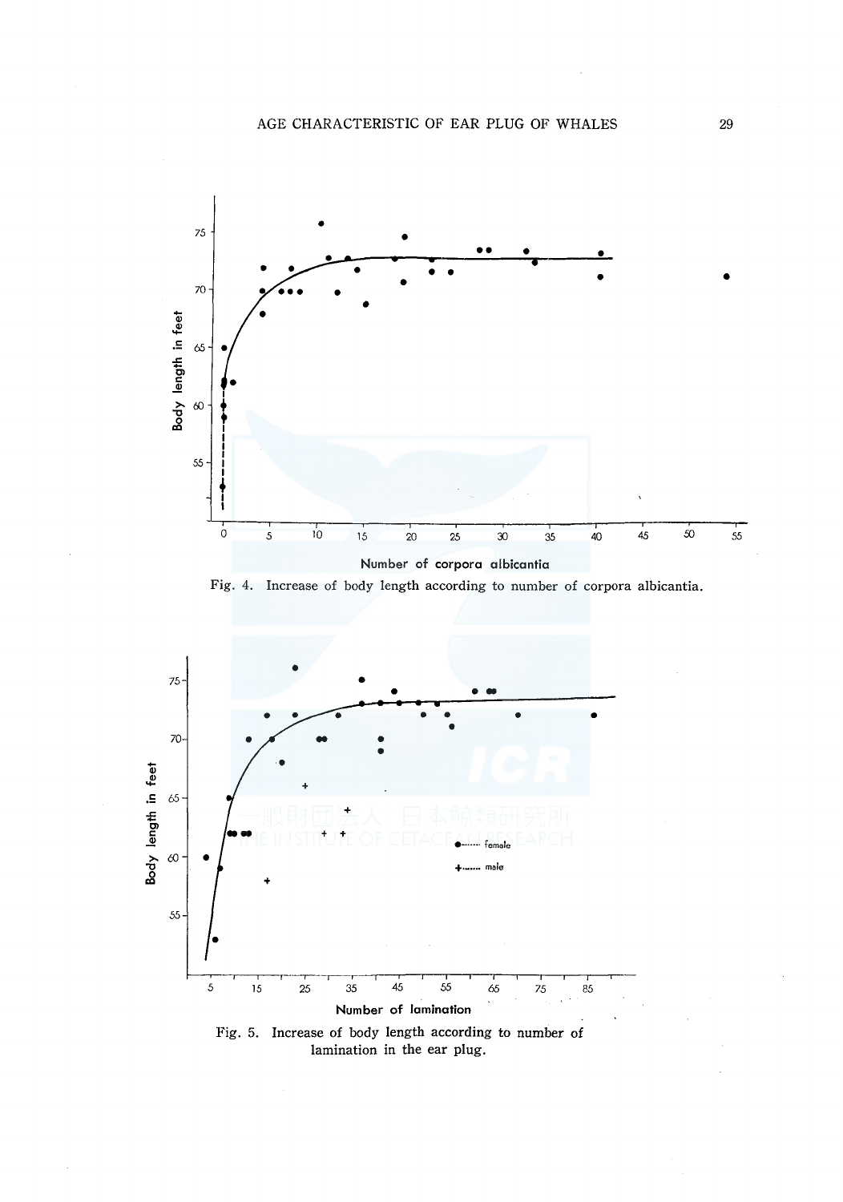Fig. 4. Increase of body length according to number of corpora albicantia.

Fig. 5. Increase of body length according to number of lamination in the ear plug.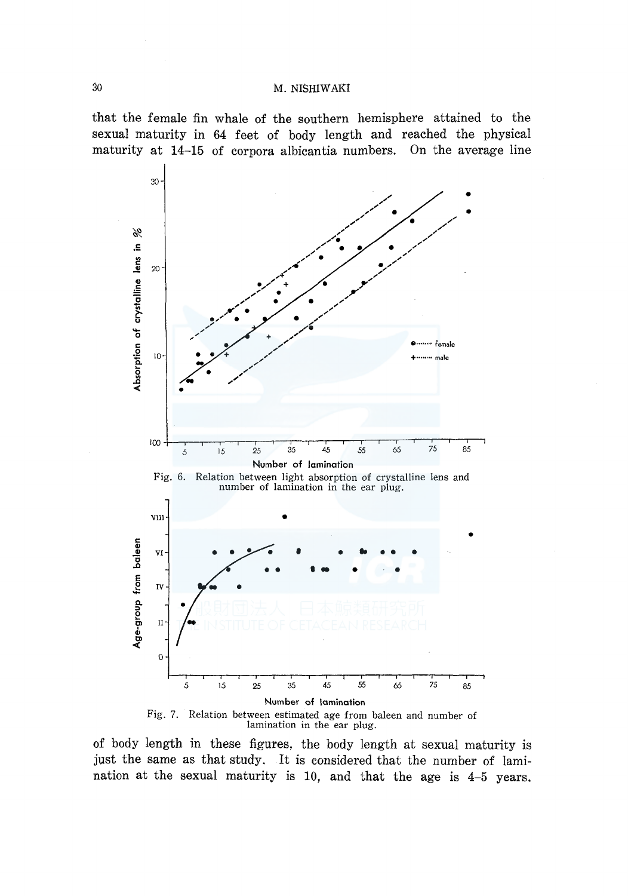that the female fin whale of the southern hemisphere attained to the sexual maturity in 64 feet of body length and reached the physical maturity at 14–15 of corpora albicantia numbers. On the average line

Fig. 6. Relation between light absorption of crystalline lens and number of lamination in the ear plug.

Fig. 7. Relation between estimated age from baleen and number of lamination in the ear plug.

of body length in these figures, the body length at sexual maturity is just the same as that study. It is considered that the number of lamination at the sexual maturity is 10, and that the age is 4–5 years.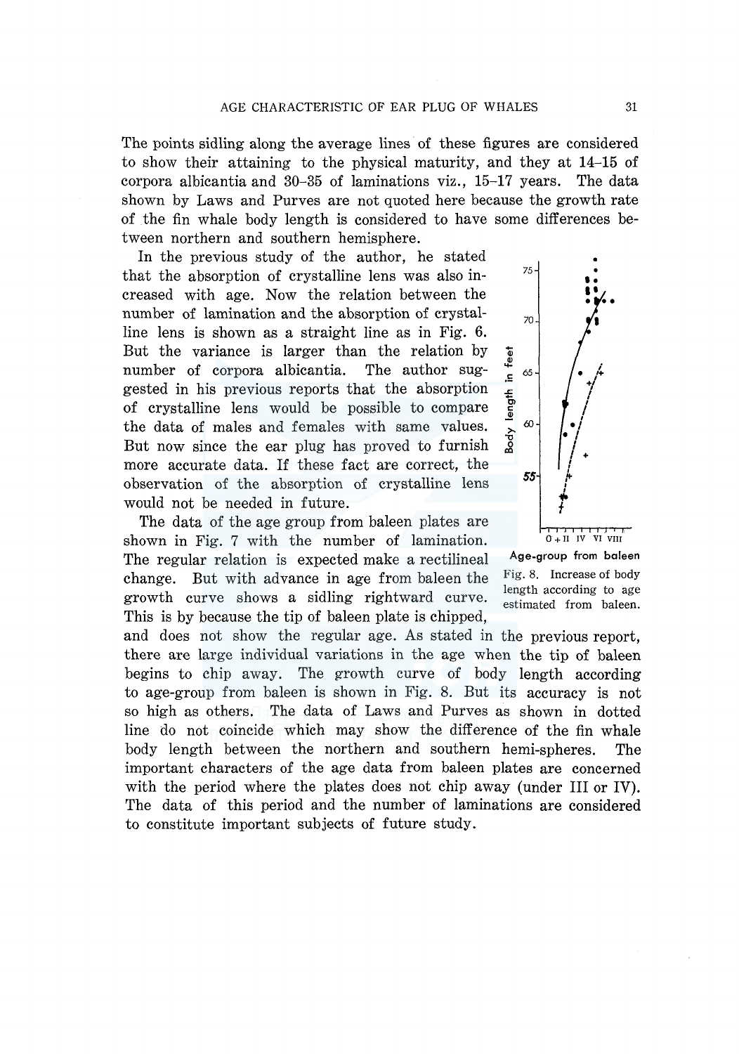The points sidling along the average lines of these figures are considered to show their attaining to the physical maturity, and they at 14–15 of corpora albicantia and 30–35 of laminations viz., 15–17 years. The data shown by Laws and Purves are not quoted here because the growth rate of the fin whale body length is considered to have some differences between northern and southern hemisphere.

In the previous study of the author, he stated that the absorption of crystalline lens was also increased with age. Now the relation between the number of lamination and the absorption of crystalline lens is shown as a straight line as in Fig. 6. But the variance is larger than the relation by number of corpora albicantia. The author suggested in his previous reports that the absorption of crystalline lens would be possible to compare the data of males and females with same values. But now since the ear plug has proved to furnish more accurate data. If these fact are correct, the observation of the absorption of crystalline lens would not be needed in future.

The data of the age group from baleen plates are shown in Fig. 7 with the number of lamination. The regular relation is expected make a rectilineal change. But with advance in age from baleen the growth curve shows a sidling rightward curve. This is by because the tip of baleen plate is chipped, and does not show the regular age. As stated in the previous report, there are large individual variations in the age when the tip of baleen begins to chip away. The growth curve of body length according to age-group from baleen is shown in Fig. 8. But its accuracy is not so high as others. The data of Laws and Purves as shown in dotted line do not coincide which may show the difference of the fin whale body length between the northern and southern hemi-spheres. The important characters of the age data from baleen plates are concerned with the period where the plates does not chip away (under III or IV). The data of this period and the number of laminations are considered to constitute important subjects of future study.

Fig. 8. Increase of body length according to age estimated from baleen.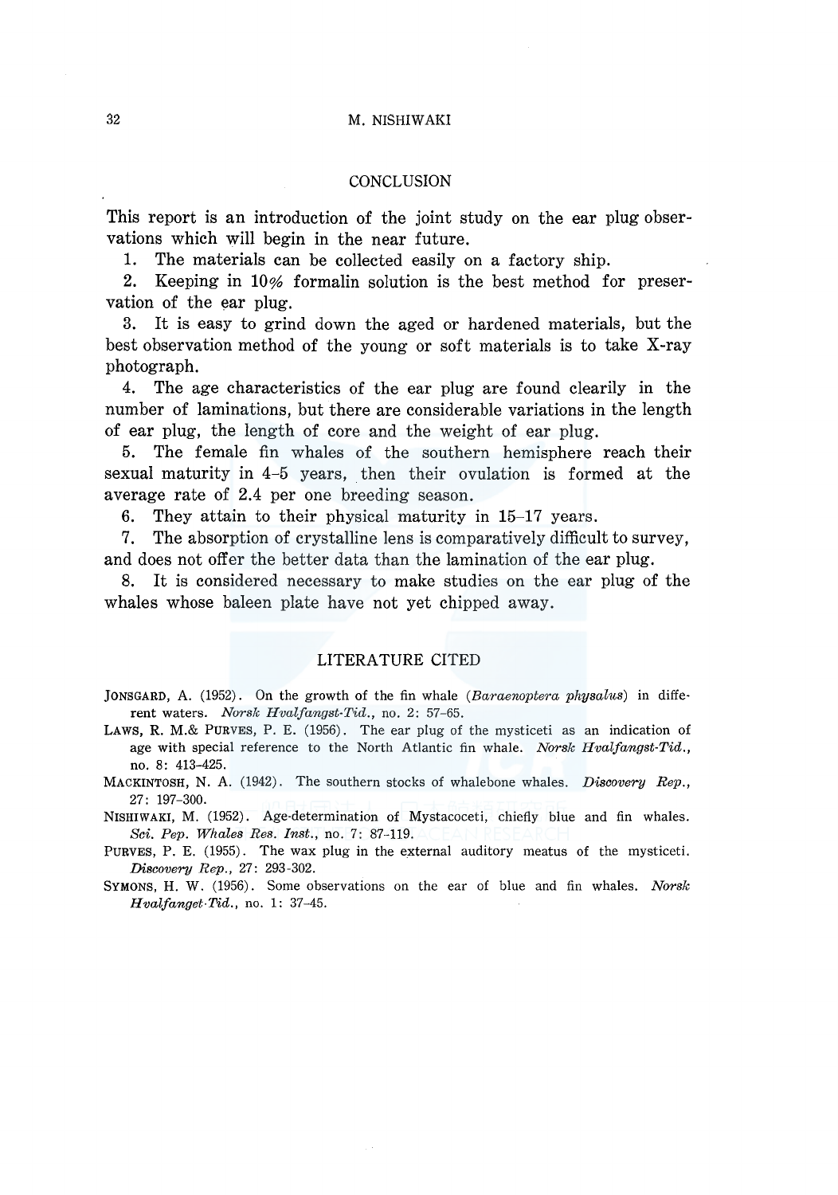## CONCLUSION

This report is an introduction of the joint study on the ear plug observations which will begin in the near future.

1. The materials can be collected easily on a factory ship.
2. Keeping in 10% formalin solution is the best method for preservation of the ear plug.
3. It is easy to grind down the aged or hardened materials, but the best observation method of the young or soft materials is to take X-ray photograph.
4. The age characteristics of the ear plug are found clearly in the number of laminations, but there are considerable variations in the length of ear plug, the length of core and the weight of ear plug.
5. The female fin whales of the southern hemisphere reach their sexual maturity in 4–5 years, then their ovulation is formed at the average rate of 2.4 per one breeding season.
6. They attain to their physical maturity in 15–17 years.
7. The absorption of crystalline lens is comparatively difficult to survey, and does not offer the better data than the lamination of the ear plug.
8. It is considered necessary to make studies on the ear plug of the whales whose baleen plate have not yet chipped away.

## LITERATURE CITED

JONSGARD, A. (1952). On the growth of the fin whale (*Baraenoptera physalus*) in different waters. *Norsk Hvalfangst-Tid.*, no. 2: 57–65.

LAWS, R. M.& PURVES, P. E. (1956). The ear plug of the mysticeti as an indication of age with special reference to the North Atlantic fin whale. *Norsk Hvalfangst-Tid.*, no. 8: 413–425.

MACKINTOSH, N. A. (1942). The southern stocks of whalebone whales. *Discovery Rep.*, 27: 197–300.

NISHIWAKI, M. (1952). Age-determination of Mystacoceti, chiefly blue and fin whales. *Sci. Pep. Whales Res. Inst.*, no. 7: 87–119.

PURVES, P. E. (1955). The wax plug in the external auditory meatus of the mysticeti. *Discovery Rep.*, 27: 293-302.

SYMONS, H. W. (1956). Some observations on the ear of blue and fin whales. *Norsk Hvalfanget-Tid.*, no. 1: 37–45.